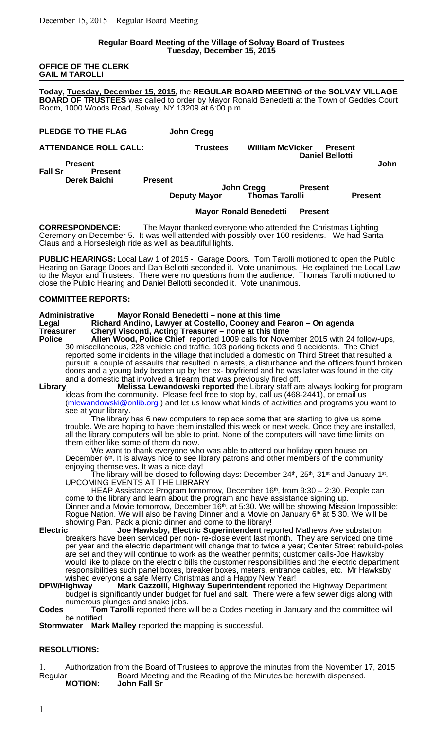**Regular Board Meeting of the Village of Solvay Board of Trustees**
**Tuesday, December 15, 2015**

**OFFICE OF THE CLERK**
**GAIL M TAROLLI**

**Today, Tuesday, December 15, 2015,** the **REGULAR BOARD MEETING of the SOLVAY VILLAGE BOARD OF TRUSTEES** was called to order by Mayor Ronald Benedetti at the Town of Geddes Court Room, 1000 Woods Road, Solvay, NY 13209 at 6:00 p.m.

**PLEDGE TO THE FLAG** **John Cregg**

**ATTENDANCE ROLL CALL:** **Trustees**

| | |
|---|---|
| **William McVicker** | **Present** |
| **Daniel Bellotti** | **Present** |
| **John Fall Sr** | **Present** |
| **Derek Baichi** | **Present** |
| **John Cregg** | **Present** |
| **Deputy Mayor Thomas Tarolli** | **Present** |
| **Mayor Ronald Benedetti** | **Present** |

**CORRESPONDENCE:** The Mayor thanked everyone who attended the Christmas Lighting Ceremony on December 5. It was well attended with possibly over 100 residents. We had Santa Claus and a Horsesleigh ride as well as beautiful lights.

**PUBLIC HEARINGS:** Local Law 1 of 2015 - Garage Doors. Tom Tarolli motioned to open the Public Hearing on Garage Doors and Dan Bellotti seconded it. Vote unanimous. He explained the Local Law to the Mayor and Trustees. There were no questions from the audience. Thomas Tarolli motioned to close the Public Hearing and Daniel Bellotti seconded it. Vote unanimous.

**COMMITTEE REPORTS:**

**Administrative** **Mayor Ronald Benedetti – none at this time**
**Legal** **Richard Andino, Lawyer at Costello, Cooney and Fearon – On agenda**
**Treasurer** **Cheryl Visconti, Acting Treasurer – none at this time**
**Police** **Allen Wood, Police Chief** reported 1009 calls for November 2015 with 24 follow-ups, 30 miscellaneous, 228 vehicle and traffic, 103 parking tickets and 9 accidents. The Chief reported some incidents in the village that included a domestic on Third Street that resulted a pursuit; a couple of assaults that resulted in arrests, a disturbance and the officers found broken doors and a young lady beaten up by her ex- boyfriend and he was later was found in the city and a domestic that involved a firearm that was previously fired off.

**Library** **Melissa Lewandowski reported** the Library staff are always looking for program ideas from the community. Please feel free to stop by, call us (468-2441), or email us (mlewandowski@onlib.org ) and let us know what kinds of activities and programs you want to see at your library.

The library has 6 new computers to replace some that are starting to give us some trouble. We are hoping to have them installed this week or next week. Once they are installed, all the library computers will be able to print. None of the computers will have time limits on them either like some of them do now.

We want to thank everyone who was able to attend our holiday open house on December 6th. It is always nice to see library patrons and other members of the community enjoying themselves. It was a nice day!

The library will be closed to following days: December 24th, 25th, 31st and January 1st.

UPCOMING EVENTS AT THE LIBRARY

HEAP Assistance Program tomorrow, December 16th, from 9:30 – 2:30. People can come to the library and learn about the program and have assistance signing up.
Dinner and a Movie tomorrow, December 16th, at 5:30. We will be showing Mission Impossible: Rogue Nation. We will also be having Dinner and a Movie on January 6th at 5:30. We will be showing Pan. Pack a picnic dinner and come to the library!

**Electric** **Joe Hawksby, Electric Superintendent** reported Mathews Ave substation breakers have been serviced per non- re-close event last month. They are serviced one time per year and the electric department will change that to twice a year; Center Street rebuild-poles are set and they will continue to work as the weather permits; customer calls-Joe Hawksby would like to place on the electric bills the customer responsibilities and the electric department responsibilities such panel boxes, breaker boxes, meters, entrance cables, etc. Mr Hawksby wished everyone a safe Merry Christmas and a Happy New Year!

**DPW/Highway** **Mark Cazzolli, Highway Superintendent** reported the Highway Department budget is significantly under budget for fuel and salt. There were a few sewer digs along with numerous plunges and snake jobs.

**Codes** **Tom Tarolli** reported there will be a Codes meeting in January and the committee will be notified.

**Stormwater** **Mark Malley** reported the mapping is successful.

**RESOLUTIONS:**

1. Authorization from the Board of Trustees to approve the minutes from the November 17, 2015 Regular Board Meeting and the Reading of the Minutes be herewith dispensed.
   **MOTION:** **John Fall Sr**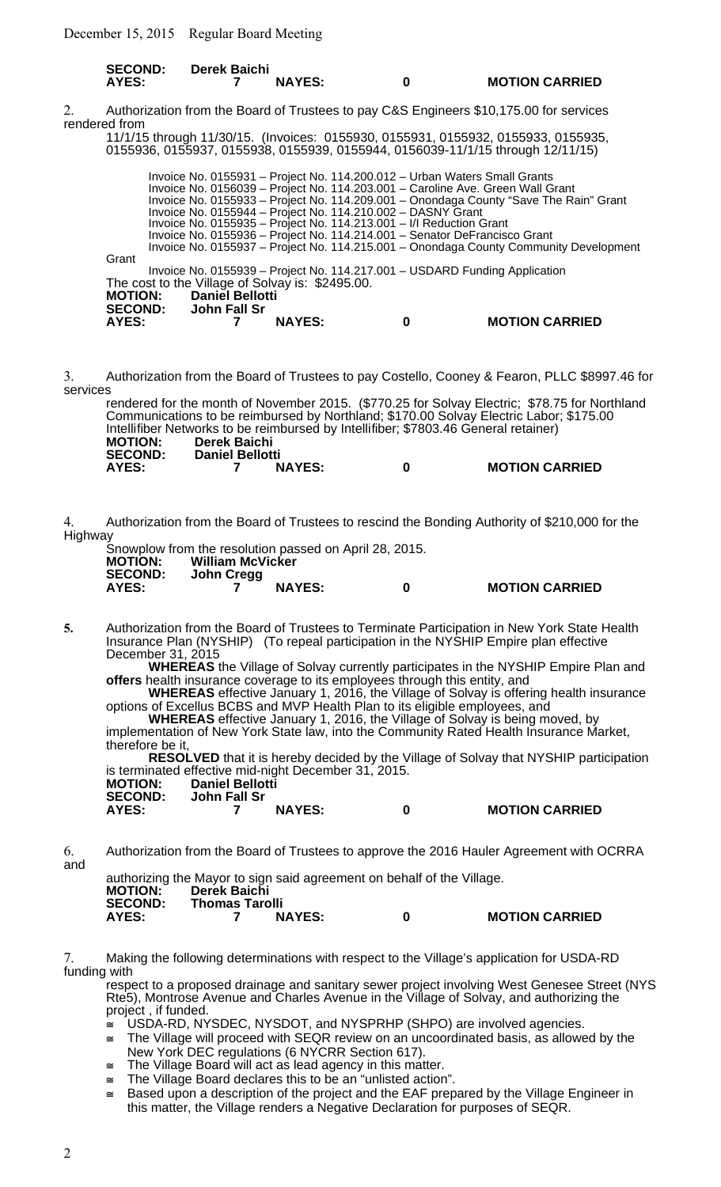**SECOND: Derek Baichi**
**AYES: 7 NAYES: 0 MOTION CARRIED**

2. Authorization from the Board of Trustees to pay C&S Engineers $10,175.00 for services rendered from 11/1/15 through 11/30/15. (Invoices: 0155930, 0155931, 0155932, 0155933, 0155935, 0155936, 0155937, 0155938, 0155939, 0155944, 0156039-11/1/15 through 12/11/15)

Invoice No. 0155931 – Project No. 114.200.012 – Urban Waters Small Grants
Invoice No. 0156039 – Project No. 114.203.001 – Caroline Ave. Green Wall Grant
Invoice No. 0155933 – Project No. 114.209.001 – Onondaga County "Save The Rain" Grant
Invoice No. 0155944 – Project No. 114.210.002 – DASNY Grant
Invoice No. 0155935 – Project No. 114.213.001 – I/I Reduction Grant
Invoice No. 0155936 – Project No. 114.214.001 – Senator DeFrancisco Grant
Invoice No. 0155937 – Project No. 114.215.001 – Onondaga County Community Development Grant
Invoice No. 0155939 – Project No. 114.217.001 – USDARD Funding Application

The cost to the Village of Solvay is: $2495.00.

**MOTION: Daniel Bellotti**
**SECOND: John Fall Sr**
**AYES: 7 NAYES: 0 MOTION CARRIED**

3. Authorization from the Board of Trustees to pay Costello, Cooney & Fearon, PLLC $8997.46 for services rendered for the month of November 2015. ($770.25 for Solvay Electric; $78.75 for Northland Communications to be reimbursed by Northland; $170.00 Solvay Electric Labor; $175.00 Intellifiber Networks to be reimbursed by Intellifiber; $7803.46 General retainer)

**MOTION: Derek Baichi**
**SECOND: Daniel Bellotti**
**AYES: 7 NAYES: 0 MOTION CARRIED**

4. Authorization from the Board of Trustees to rescind the Bonding Authority of $210,000 for the Highway Snowplow from the resolution passed on April 28, 2015.

**MOTION: William McVicker**
**SECOND: John Cregg**
**AYES: 7 NAYES: 0 MOTION CARRIED**

**5.** Authorization from the Board of Trustees to Terminate Participation in New York State Health Insurance Plan (NYSHIP) (To repeal participation in the NYSHIP Empire plan effective December 31, 2015

**WHEREAS** the Village of Solvay currently participates in the NYSHIP Empire Plan and **offers** health insurance coverage to its employees through this entity, and

**WHEREAS** effective January 1, 2016, the Village of Solvay is offering health insurance options of Excellus BCBS and MVP Health Plan to its eligible employees, and

**WHEREAS** effective January 1, 2016, the Village of Solvay is being moved, by implementation of New York State law, into the Community Rated Health Insurance Market, therefore be it,

**RESOLVED** that it is hereby decided by the Village of Solvay that NYSHIP participation is terminated effective mid-night December 31, 2015.

**MOTION: Daniel Bellotti**
**SECOND: John Fall Sr**
**AYES: 7 NAYES: 0 MOTION CARRIED**

6. Authorization from the Board of Trustees to approve the 2016 Hauler Agreement with OCRRA and authorizing the Mayor to sign said agreement on behalf of the Village.

**MOTION: Derek Baichi**
**SECOND: Thomas Tarolli**
**AYES: 7 NAYES: 0 MOTION CARRIED**

7. Making the following determinations with respect to the Village's application for USDA-RD funding with respect to a proposed drainage and sanitary sewer project involving West Genesee Street (NYS Rte5), Montrose Avenue and Charles Avenue in the Village of Solvay, and authorizing the project , if funded.

- USDA-RD, NYSDEC, NYSDOT, and NYSPRHP (SHPO) are involved agencies.
- The Village will proceed with SEQR review on an uncoordinated basis, as allowed by the New York DEC regulations (6 NYCRR Section 617).
- The Village Board will act as lead agency in this matter.
- The Village Board declares this to be an "unlisted action".
- Based upon a description of the project and the EAF prepared by the Village Engineer in this matter, the Village renders a Negative Declaration for purposes of SEQR.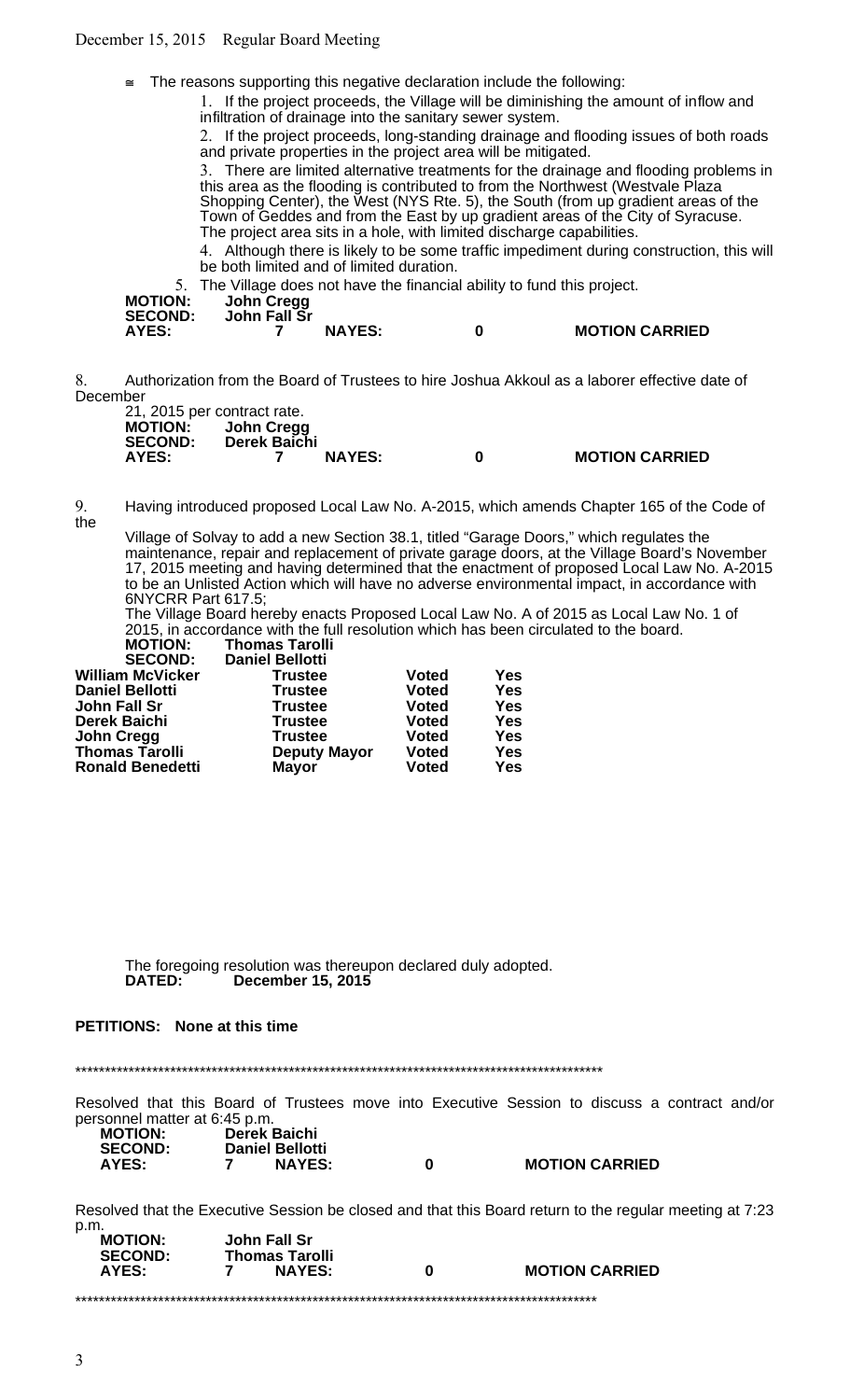- The reasons supporting this negative declaration include the following:

  1. If the project proceeds, the Village will be diminishing the amount of inflow and infiltration of drainage into the sanitary sewer system.
  2. If the project proceeds, long-standing drainage and flooding issues of both roads and private properties in the project area will be mitigated.
  3. There are limited alternative treatments for the drainage and flooding problems in this area as the flooding is contributed to from the Northwest (Westvale Plaza Shopping Center), the West (NYS Rte. 5), the South (from up gradient areas of the Town of Geddes and from the East by up gradient areas of the City of Syracuse. The project area sits in a hole, with limited discharge capabilities.
  4. Although there is likely to be some traffic impediment during construction, this will be both limited and of limited duration.
  5. The Village does not have the financial ability to fund this project.

**MOTION:** **John Cregg**
**SECOND:** **John Fall Sr**
**AYES:** **7** **NAYES:** **0** **MOTION CARRIED**

8. Authorization from the Board of Trustees to hire Joshua Akkoul as a laborer effective date of December 21, 2015 per contract rate.

**MOTION:** **John Cregg**
**SECOND:** **Derek Baichi**
**AYES:** **7** **NAYES:** **0** **MOTION CARRIED**

9. Having introduced proposed Local Law No. A-2015, which amends Chapter 165 of the Code of the Village of Solvay to add a new Section 38.1, titled "Garage Doors," which regulates the maintenance, repair and replacement of private garage doors, at the Village Board's November 17, 2015 meeting and having determined that the enactment of proposed Local Law No. A-2015 to be an Unlisted Action which will have no adverse environmental impact, in accordance with 6NYCRR Part 617.5;

The Village Board hereby enacts Proposed Local Law No. A of 2015 as Local Law No. 1 of 2015, in accordance with the full resolution which has been circulated to the board.

**MOTION:** **Thomas Tarolli**
**SECOND:** **Daniel Bellotti**

| | | | |
|---|---|---|---|
| **William McVicker** | **Trustee** | **Voted** | **Yes** |
| **Daniel Bellotti** | **Trustee** | **Voted** | **Yes** |
| **John Fall Sr** | **Trustee** | **Voted** | **Yes** |
| **Derek Baichi** | **Trustee** | **Voted** | **Yes** |
| **John Cregg** | **Trustee** | **Voted** | **Yes** |
| **Thomas Tarolli** | **Deputy Mayor** | **Voted** | **Yes** |
| **Ronald Benedetti** | **Mayor** | **Voted** | **Yes** |

The foregoing resolution was thereupon declared duly adopted.
**DATED:** **December 15, 2015**

**PETITIONS: None at this time**

*****************************************************************************************

Resolved that this Board of Trustees move into Executive Session to discuss a contract and/or personnel matter at 6:45 p.m.

**MOTION:** **Derek Baichi**
**SECOND:** **Daniel Bellotti**
**AYES:** **7** **NAYES:** **0** **MOTION CARRIED**

Resolved that the Executive Session be closed and that this Board return to the regular meeting at 7:23 p.m.

**MOTION:** **John Fall Sr**
**SECOND:** **Thomas Tarolli**
**AYES:** **7** **NAYES:** **0** **MOTION CARRIED**

*****************************************************************************************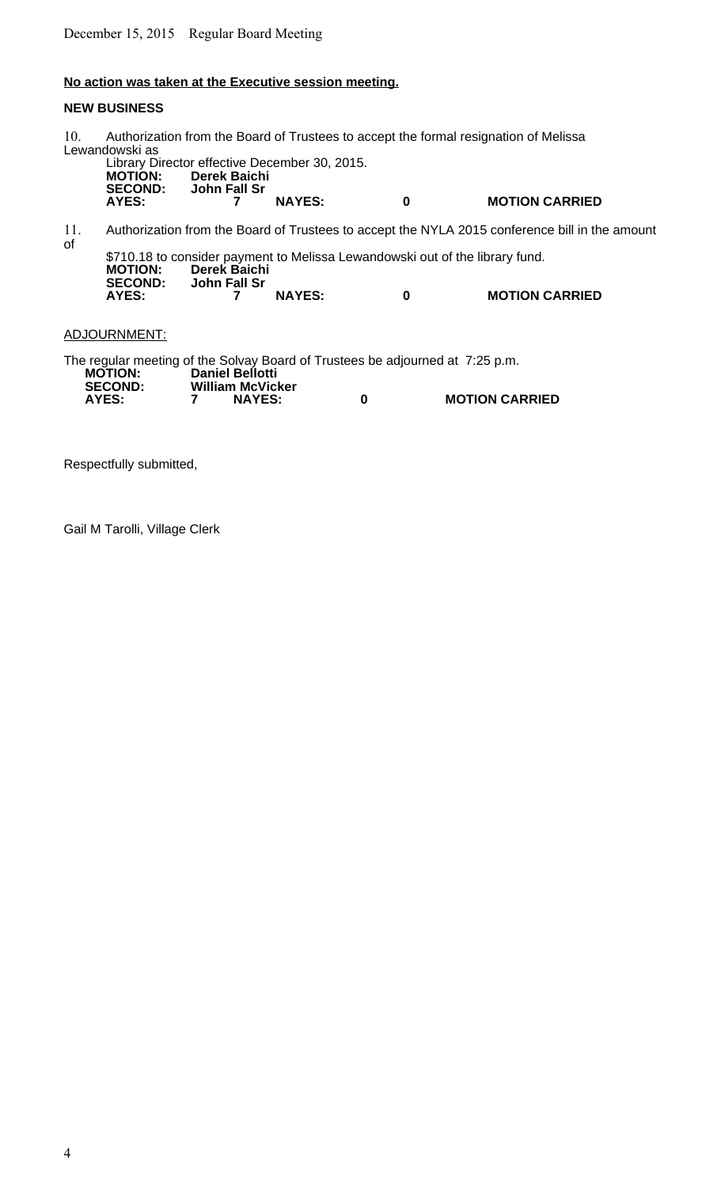**No action was taken at the Executive session meeting.**

**NEW BUSINESS**

10. Authorization from the Board of Trustees to accept the formal resignation of Melissa Lewandowski as Library Director effective December 30, 2015.

**MOTION:** Derek Baichi
**SECOND:** John Fall Sr
**AYES:** 7 **NAYES:** 0 **MOTION CARRIED**

11. Authorization from the Board of Trustees to accept the NYLA 2015 conference bill in the amount of $710.18 to consider payment to Melissa Lewandowski out of the library fund.

**MOTION:** Derek Baichi
**SECOND:** John Fall Sr
**AYES:** 7 **NAYES:** 0 **MOTION CARRIED**

ADJOURNMENT:

The regular meeting of the Solvay Board of Trustees be adjourned at 7:25 p.m.

**MOTION:** Daniel Bellotti
**SECOND:** William McVicker
**AYES:** 7 **NAYES:** 0 **MOTION CARRIED**

Respectfully submitted,

Gail M Tarolli, Village Clerk